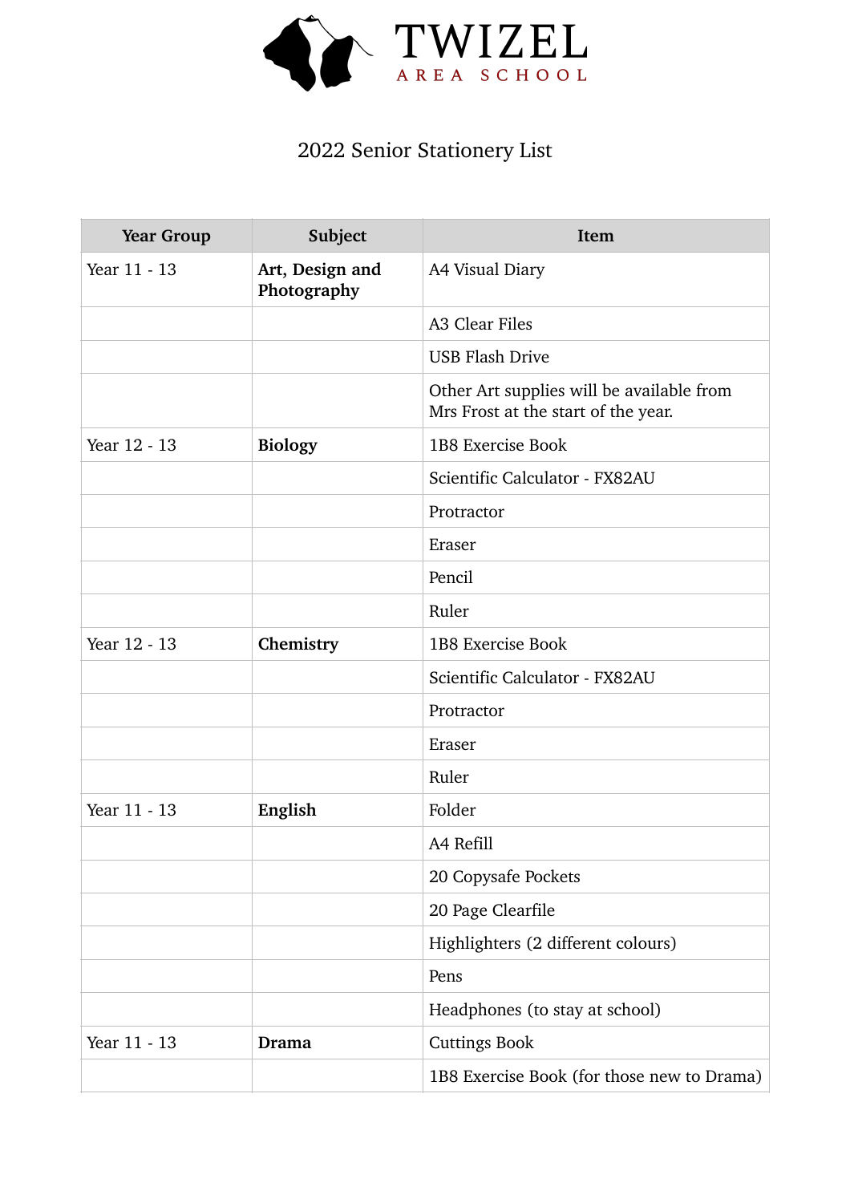# TWIZEL
AREA SCHOOL

## 2022 Senior Stationery List

| Year Group | Subject | Item |
|---|---|---|
| Year 11 - 13 | **Art, Design and Photography** | A4 Visual Diary |
| | | A3 Clear Files |
| | | USB Flash Drive |
| | | Other Art supplies will be available from Mrs Frost at the start of the year. |
| Year 12 - 13 | **Biology** | 1B8 Exercise Book |
| | | Scientific Calculator - FX82AU |
| | | Protractor |
| | | Eraser |
| | | Pencil |
| | | Ruler |
| Year 12 - 13 | **Chemistry** | 1B8 Exercise Book |
| | | Scientific Calculator - FX82AU |
| | | Protractor |
| | | Eraser |
| | | Ruler |
| Year 11 - 13 | **English** | Folder |
| | | A4 Refill |
| | | 20 Copysafe Pockets |
| | | 20 Page Clearfile |
| | | Highlighters (2 different colours) |
| | | Pens |
| | | Headphones (to stay at school) |
| Year 11 - 13 | **Drama** | Cuttings Book |
| | | 1B8 Exercise Book (for those new to Drama) |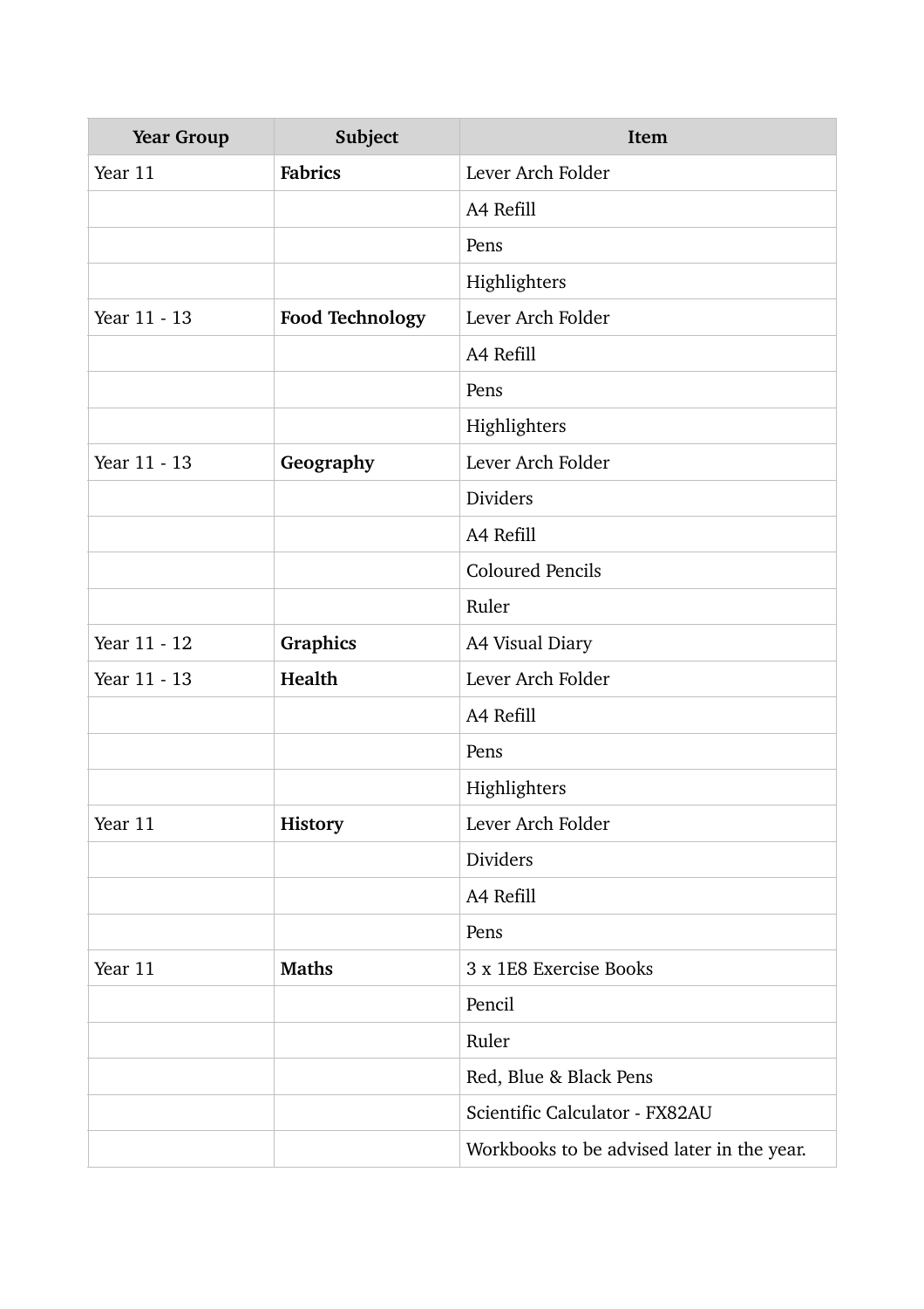| Year Group | Subject | Item |
| --- | --- | --- |
| Year 11 | **Fabrics** | Lever Arch Folder |
| | | A4 Refill |
| | | Pens |
| | | Highlighters |
| Year 11 - 13 | **Food Technology** | Lever Arch Folder |
| | | A4 Refill |
| | | Pens |
| | | Highlighters |
| Year 11 - 13 | **Geography** | Lever Arch Folder |
| | | Dividers |
| | | A4 Refill |
| | | Coloured Pencils |
| | | Ruler |
| Year 11 - 12 | **Graphics** | A4 Visual Diary |
| Year 11 - 13 | **Health** | Lever Arch Folder |
| | | A4 Refill |
| | | Pens |
| | | Highlighters |
| Year 11 | **History** | Lever Arch Folder |
| | | Dividers |
| | | A4 Refill |
| | | Pens |
| Year 11 | **Maths** | 3 x 1E8 Exercise Books |
| | | Pencil |
| | | Ruler |
| | | Red, Blue & Black Pens |
| | | Scientific Calculator - FX82AU |
| | | Workbooks to be advised later in the year. |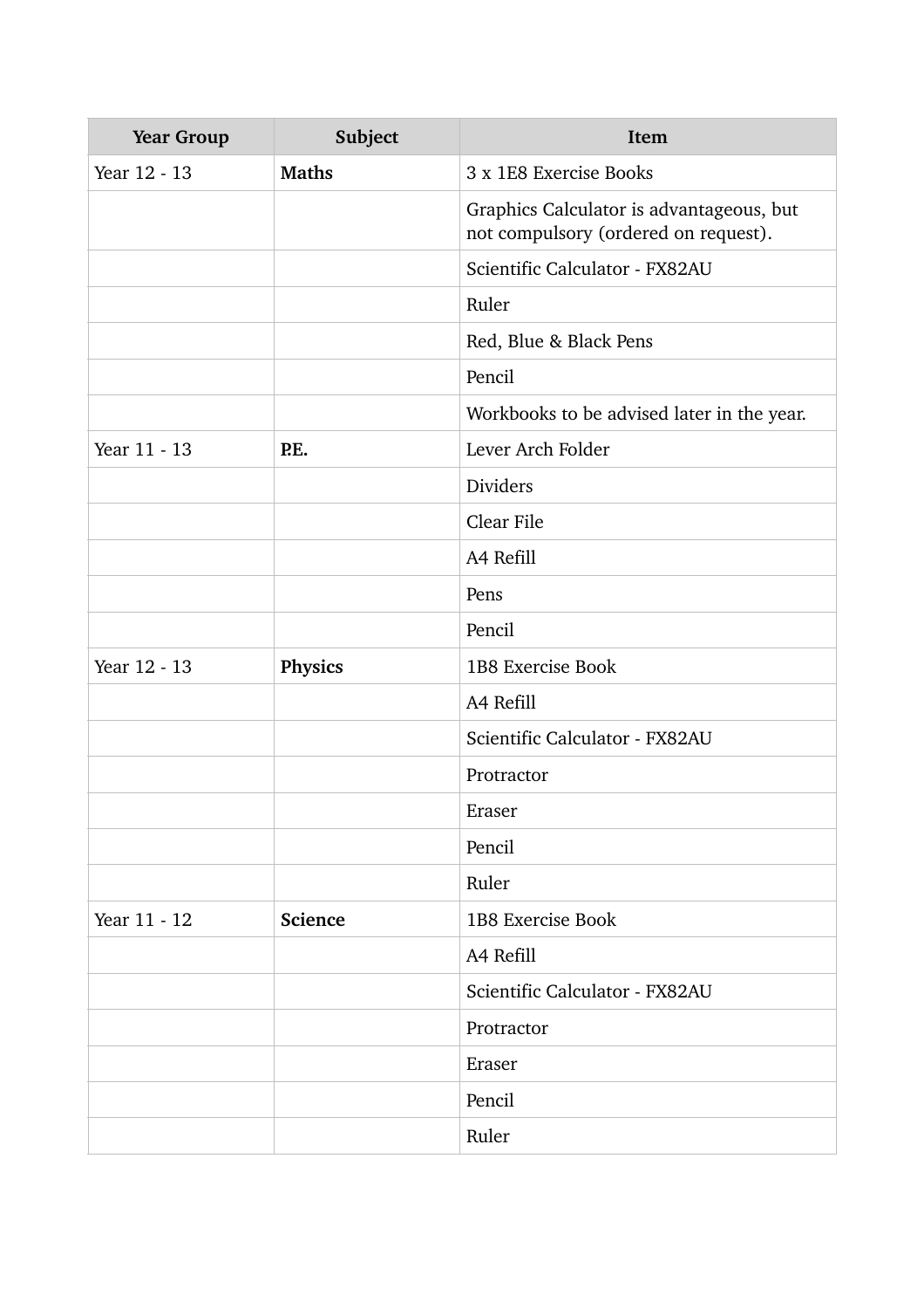| Year Group | Subject | Item |
| --- | --- | --- |
| Year 12 - 13 | **Maths** | 3 x 1E8 Exercise Books |
| | | Graphics Calculator is advantageous, but not compulsory (ordered on request). |
| | | Scientific Calculator - FX82AU |
| | | Ruler |
| | | Red, Blue & Black Pens |
| | | Pencil |
| | | Workbooks to be advised later in the year. |
| Year 11 - 13 | **P.E.** | Lever Arch Folder |
| | | Dividers |
| | | Clear File |
| | | A4 Refill |
| | | Pens |
| | | Pencil |
| Year 12 - 13 | **Physics** | 1B8 Exercise Book |
| | | A4 Refill |
| | | Scientific Calculator - FX82AU |
| | | Protractor |
| | | Eraser |
| | | Pencil |
| | | Ruler |
| Year 11 - 12 | **Science** | 1B8 Exercise Book |
| | | A4 Refill |
| | | Scientific Calculator - FX82AU |
| | | Protractor |
| | | Eraser |
| | | Pencil |
| | | Ruler |